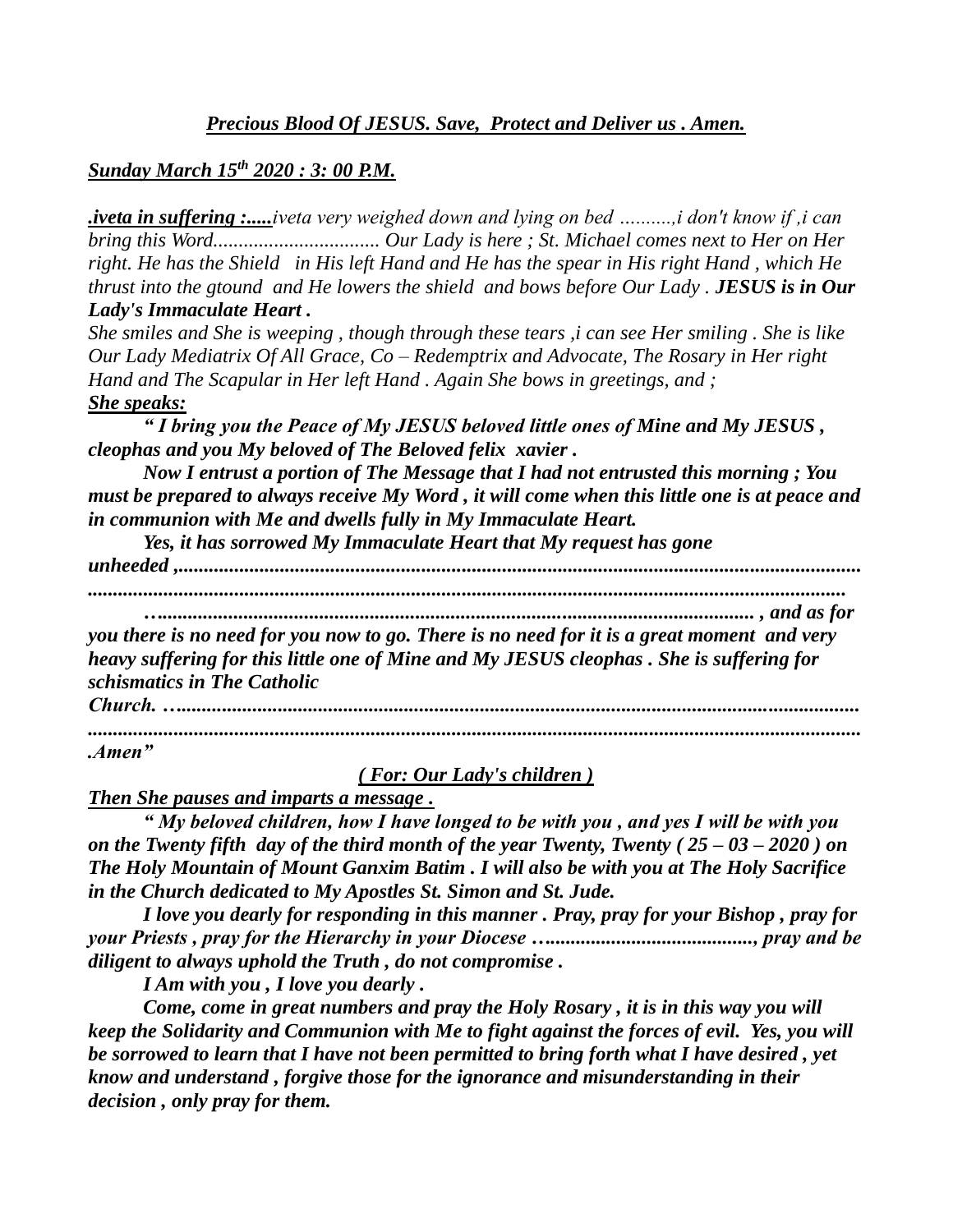***Precious Blood Of JESUS. Save, Protect and Deliver us . Amen.***

***Sunday March 15th 2020 : 3: 00 P.M.***

***.iveta in suffering :.....*** *iveta very weighed down and lying on bed ..........,i don't know if ,i can bring this Word................................ Our Lady is here ; St. Michael comes next to Her on Her right. He has the Shield in His left Hand and He has the spear in His right Hand , which He thrust into the gtound and He lowers the shield and bows before Our Lady .* ***JESUS is in Our Lady's Immaculate Heart .***

*She smiles and She is weeping , though through these tears ,i can see Her smiling . She is like Our Lady Mediatrix Of All Grace, Co – Redemptrix and Advocate, The Rosary in Her right Hand and The Scapular in Her left Hand . Again She bows in greetings, and ;*

***She speaks:***

***" I bring you the Peace of My JESUS beloved little ones of Mine and My JESUS , cleophas and you My beloved of The Beloved felix xavier .***

***Now I entrust a portion of The Message that I had not entrusted this morning ; You must be prepared to always receive My Word , it will come when this little one is at peace and in communion with Me and dwells fully in My Immaculate Heart.***

***Yes, it has sorrowed My Immaculate Heart that My request has gone unheeded ,..............................................................................................................................***

***...............................................................................................................................***

***…................................................................................................................. , and as for you there is no need for you now to go. There is no need for it is a great moment and very heavy suffering for this little one of Mine and My JESUS cleophas . She is suffering for schismatics in The Catholic Church. …....................................................................................................................................***

***.................................................................................................................................................***

***.Amen"***

***( For: Our Lady's children )***

***Then She pauses and imparts a message .***

***" My beloved children, how I have longed to be with you , and yes I will be with you on the Twenty fifth day of the third month of the year Twenty, Twenty ( 25 – 03 – 2020 ) on The Holy Mountain of Mount Ganxim Batim . I will also be with you at The Holy Sacrifice in the Church dedicated to My Apostles St. Simon and St. Jude.***

***I love you dearly for responding in this manner . Pray, pray for your Bishop , pray for your Priests , pray for the Hierarchy in your Diocese …......................................., pray and be diligent to always uphold the Truth , do not compromise .***

***I Am with you , I love you dearly .***

***Come, come in great numbers and pray the Holy Rosary , it is in this way you will keep the Solidarity and Communion with Me to fight against the forces of evil. Yes, you will be sorrowed to learn that I have not been permitted to bring forth what I have desired , yet know and understand , forgive those for the ignorance and misunderstanding in their decision , only pray for them.***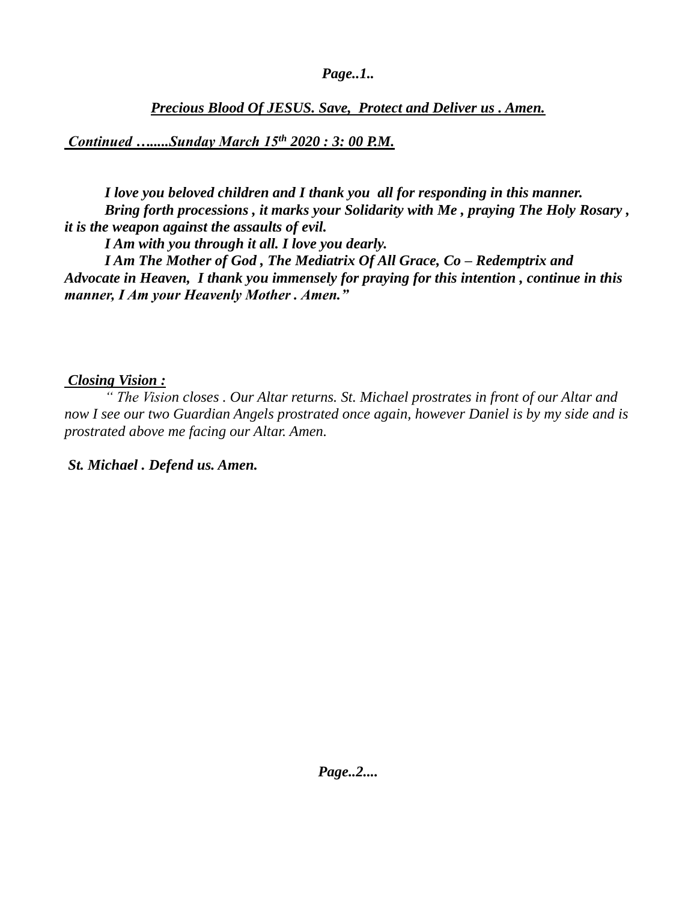***Precious Blood Of JESUS. Save, Protect and Deliver us . Amen.***

***Continued …......Sunday March 15th 2020 : 3: 00 P.M.***

***I love you beloved children and I thank you all for responding in this manner.***

***Bring forth processions , it marks your Solidarity with Me , praying The Holy Rosary , it is the weapon against the assaults of evil.***

***I Am with you through it all. I love you dearly.***

***I Am The Mother of God , The Mediatrix Of All Grace, Co – Redemptrix and Advocate in Heaven, I thank you immensely for praying for this intention , continue in this manner, I Am your Heavenly Mother . Amen."***

***Closing Vision :***

*" The Vision closes . Our Altar returns. St. Michael prostrates in front of our Altar and now I see our two Guardian Angels prostrated once again, however Daniel is by my side and is prostrated above me facing our Altar. Amen.*

***St. Michael . Defend us. Amen.***